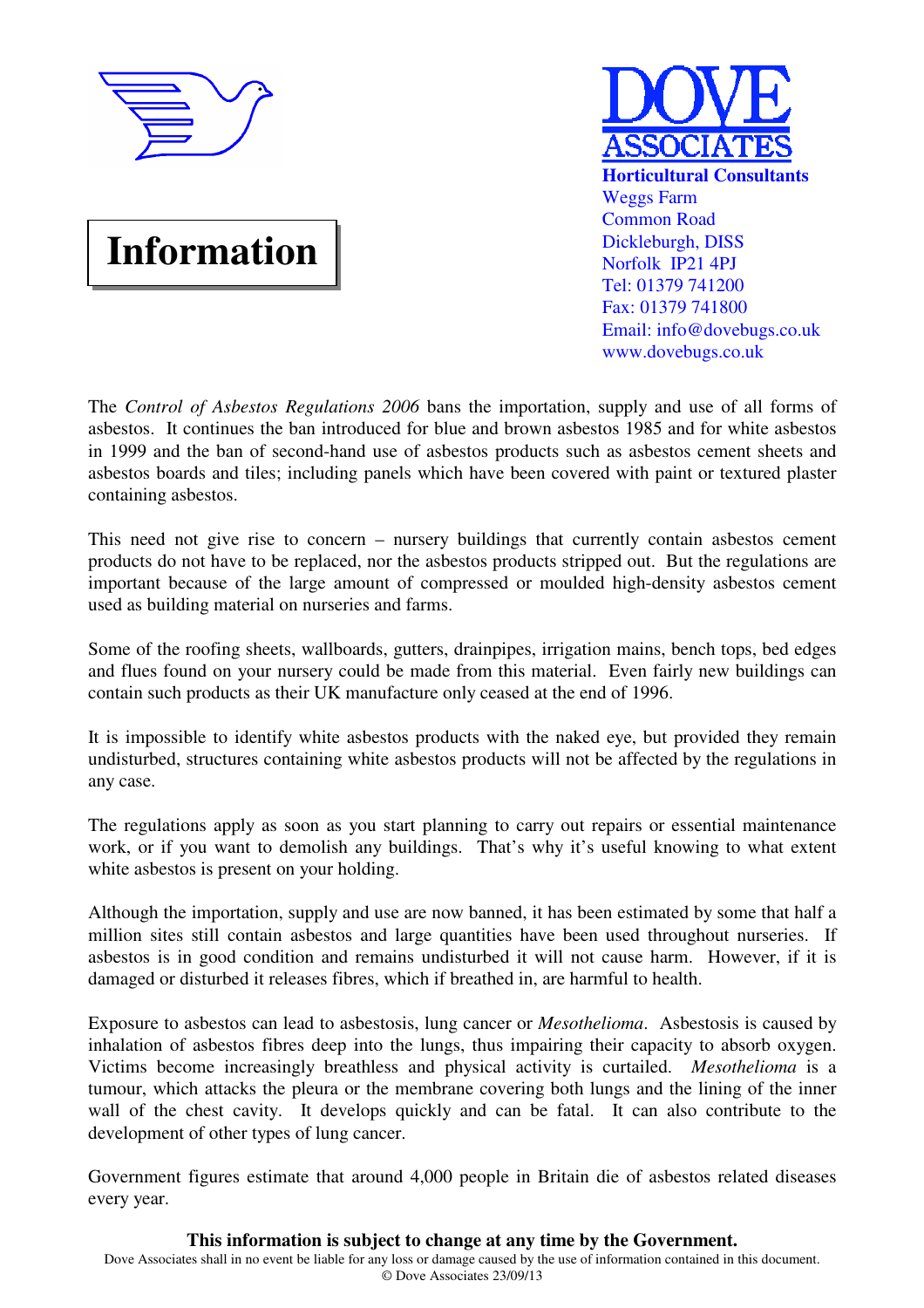# Information

**DOVE ASSOCIATES**

**Horticultural Consultants**
Weggs Farm
Common Road
Dickleburgh, DISS
Norfolk IP21 4PJ
Tel: 01379 741200
Fax: 01379 741800
Email: info@dovebugs.co.uk
www.dovebugs.co.uk

The *Control of Asbestos Regulations 2006* bans the importation, supply and use of all forms of asbestos. It continues the ban introduced for blue and brown asbestos 1985 and for white asbestos in 1999 and the ban of second-hand use of asbestos products such as asbestos cement sheets and asbestos boards and tiles; including panels which have been covered with paint or textured plaster containing asbestos.

This need not give rise to concern – nursery buildings that currently contain asbestos cement products do not have to be replaced, nor the asbestos products stripped out. But the regulations are important because of the large amount of compressed or moulded high-density asbestos cement used as building material on nurseries and farms.

Some of the roofing sheets, wallboards, gutters, drainpipes, irrigation mains, bench tops, bed edges and flues found on your nursery could be made from this material. Even fairly new buildings can contain such products as their UK manufacture only ceased at the end of 1996.

It is impossible to identify white asbestos products with the naked eye, but provided they remain undisturbed, structures containing white asbestos products will not be affected by the regulations in any case.

The regulations apply as soon as you start planning to carry out repairs or essential maintenance work, or if you want to demolish any buildings. That's why it's useful knowing to what extent white asbestos is present on your holding.

Although the importation, supply and use are now banned, it has been estimated by some that half a million sites still contain asbestos and large quantities have been used throughout nurseries. If asbestos is in good condition and remains undisturbed it will not cause harm. However, if it is damaged or disturbed it releases fibres, which if breathed in, are harmful to health.

Exposure to asbestos can lead to asbestosis, lung cancer or *Mesothelioma*. Asbestosis is caused by inhalation of asbestos fibres deep into the lungs, thus impairing their capacity to absorb oxygen. Victims become increasingly breathless and physical activity is curtailed. *Mesothelioma* is a tumour, which attacks the pleura or the membrane covering both lungs and the lining of the inner wall of the chest cavity. It develops quickly and can be fatal. It can also contribute to the development of other types of lung cancer.

Government figures estimate that around 4,000 people in Britain die of asbestos related diseases every year.

**This information is subject to change at any time by the Government.**

Dove Associates shall in no event be liable for any loss or damage caused by the use of information contained in this document.
© Dove Associates 23/09/13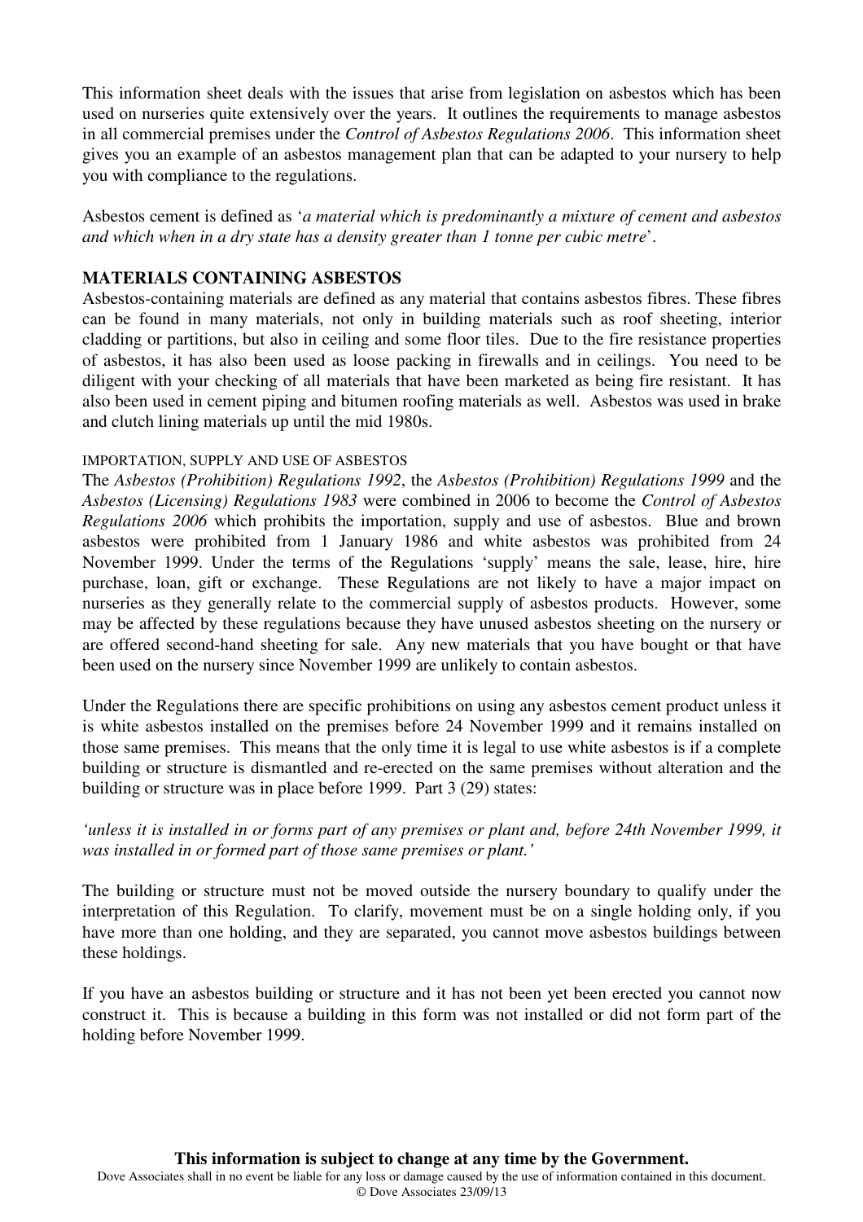This information sheet deals with the issues that arise from legislation on asbestos which has been used on nurseries quite extensively over the years. It outlines the requirements to manage asbestos in all commercial premises under the *Control of Asbestos Regulations 2006*. This information sheet gives you an example of an asbestos management plan that can be adapted to your nursery to help you with compliance to the regulations.

Asbestos cement is defined as '*a material which is predominantly a mixture of cement and asbestos and which when in a dry state has a density greater than 1 tonne per cubic metre*'.

## MATERIALS CONTAINING ASBESTOS

Asbestos-containing materials are defined as any material that contains asbestos fibres. These fibres can be found in many materials, not only in building materials such as roof sheeting, interior cladding or partitions, but also in ceiling and some floor tiles. Due to the fire resistance properties of asbestos, it has also been used as loose packing in firewalls and in ceilings. You need to be diligent with your checking of all materials that have been marketed as being fire resistant. It has also been used in cement piping and bitumen roofing materials as well. Asbestos was used in brake and clutch lining materials up until the mid 1980s.

### IMPORTATION, SUPPLY AND USE OF ASBESTOS

The *Asbestos (Prohibition) Regulations 1992*, the *Asbestos (Prohibition) Regulations 1999* and the *Asbestos (Licensing) Regulations 1983* were combined in 2006 to become the *Control of Asbestos Regulations 2006* which prohibits the importation, supply and use of asbestos. Blue and brown asbestos were prohibited from 1 January 1986 and white asbestos was prohibited from 24 November 1999. Under the terms of the Regulations 'supply' means the sale, lease, hire, hire purchase, loan, gift or exchange. These Regulations are not likely to have a major impact on nurseries as they generally relate to the commercial supply of asbestos products. However, some may be affected by these regulations because they have unused asbestos sheeting on the nursery or are offered second-hand sheeting for sale. Any new materials that you have bought or that have been used on the nursery since November 1999 are unlikely to contain asbestos.

Under the Regulations there are specific prohibitions on using any asbestos cement product unless it is white asbestos installed on the premises before 24 November 1999 and it remains installed on those same premises. This means that the only time it is legal to use white asbestos is if a complete building or structure is dismantled and re-erected on the same premises without alteration and the building or structure was in place before 1999. Part 3 (29) states:

*'unless it is installed in or forms part of any premises or plant and, before 24th November 1999, it was installed in or formed part of those same premises or plant.'*

The building or structure must not be moved outside the nursery boundary to qualify under the interpretation of this Regulation. To clarify, movement must be on a single holding only, if you have more than one holding, and they are separated, you cannot move asbestos buildings between these holdings.

If you have an asbestos building or structure and it has not been yet been erected you cannot now construct it. This is because a building in this form was not installed or did not form part of the holding before November 1999.

**This information is subject to change at any time by the Government.**

Dove Associates shall in no event be liable for any loss or damage caused by the use of information contained in this document.
© Dove Associates 23/09/13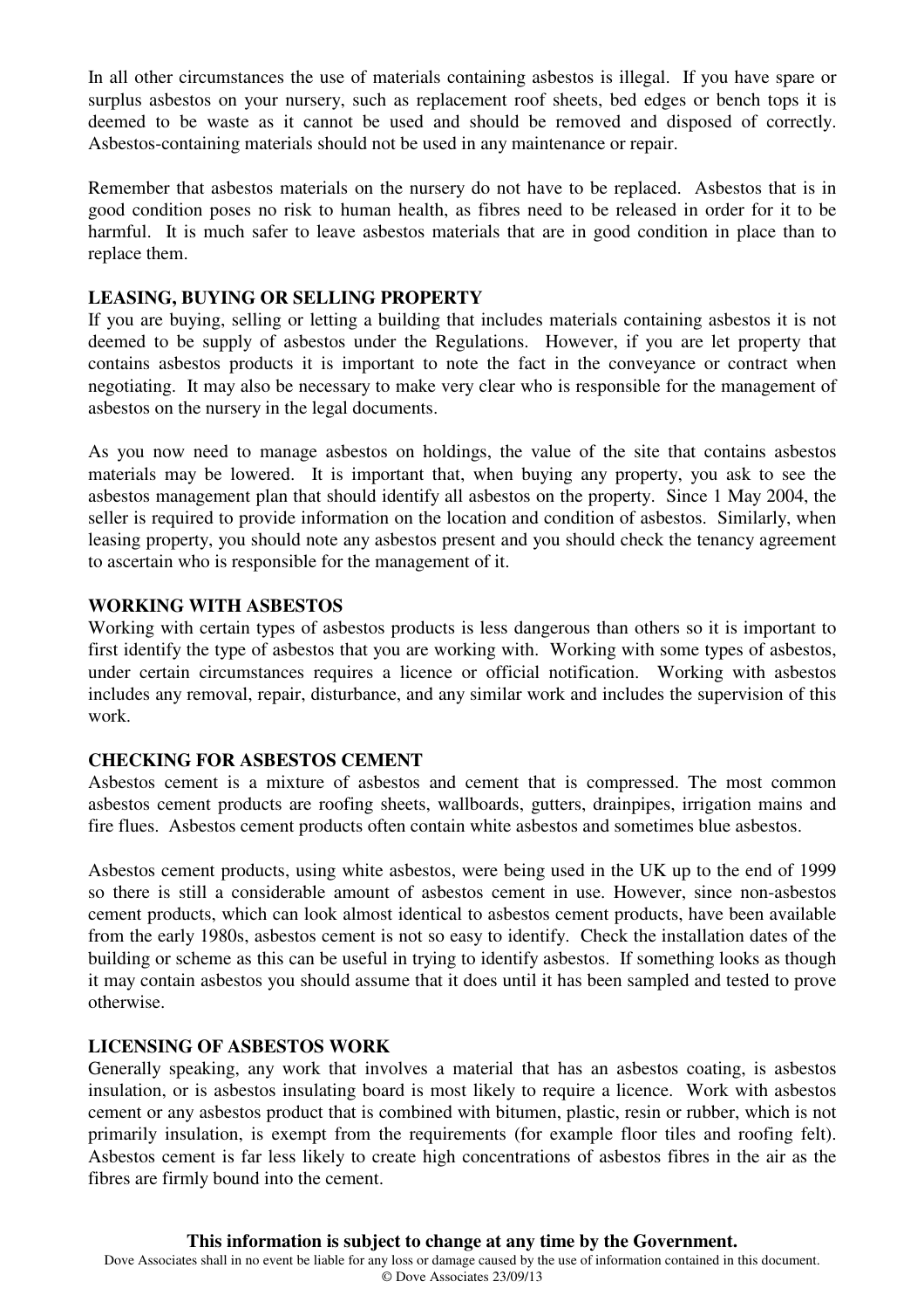In all other circumstances the use of materials containing asbestos is illegal. If you have spare or surplus asbestos on your nursery, such as replacement roof sheets, bed edges or bench tops it is deemed to be waste as it cannot be used and should be removed and disposed of correctly. Asbestos-containing materials should not be used in any maintenance or repair.

Remember that asbestos materials on the nursery do not have to be replaced. Asbestos that is in good condition poses no risk to human health, as fibres need to be released in order for it to be harmful. It is much safer to leave asbestos materials that are in good condition in place than to replace them.

**LEASING, BUYING OR SELLING PROPERTY**

If you are buying, selling or letting a building that includes materials containing asbestos it is not deemed to be supply of asbestos under the Regulations. However, if you are let property that contains asbestos products it is important to note the fact in the conveyance or contract when negotiating. It may also be necessary to make very clear who is responsible for the management of asbestos on the nursery in the legal documents.

As you now need to manage asbestos on holdings, the value of the site that contains asbestos materials may be lowered. It is important that, when buying any property, you ask to see the asbestos management plan that should identify all asbestos on the property. Since 1 May 2004, the seller is required to provide information on the location and condition of asbestos. Similarly, when leasing property, you should note any asbestos present and you should check the tenancy agreement to ascertain who is responsible for the management of it.

**WORKING WITH ASBESTOS**

Working with certain types of asbestos products is less dangerous than others so it is important to first identify the type of asbestos that you are working with. Working with some types of asbestos, under certain circumstances requires a licence or official notification. Working with asbestos includes any removal, repair, disturbance, and any similar work and includes the supervision of this work.

**CHECKING FOR ASBESTOS CEMENT**

Asbestos cement is a mixture of asbestos and cement that is compressed. The most common asbestos cement products are roofing sheets, wallboards, gutters, drainpipes, irrigation mains and fire flues. Asbestos cement products often contain white asbestos and sometimes blue asbestos.

Asbestos cement products, using white asbestos, were being used in the UK up to the end of 1999 so there is still a considerable amount of asbestos cement in use. However, since non-asbestos cement products, which can look almost identical to asbestos cement products, have been available from the early 1980s, asbestos cement is not so easy to identify. Check the installation dates of the building or scheme as this can be useful in trying to identify asbestos. If something looks as though it may contain asbestos you should assume that it does until it has been sampled and tested to prove otherwise.

**LICENSING OF ASBESTOS WORK**

Generally speaking, any work that involves a material that has an asbestos coating, is asbestos insulation, or is asbestos insulating board is most likely to require a licence. Work with asbestos cement or any asbestos product that is combined with bitumen, plastic, resin or rubber, which is not primarily insulation, is exempt from the requirements (for example floor tiles and roofing felt). Asbestos cement is far less likely to create high concentrations of asbestos fibres in the air as the fibres are firmly bound into the cement.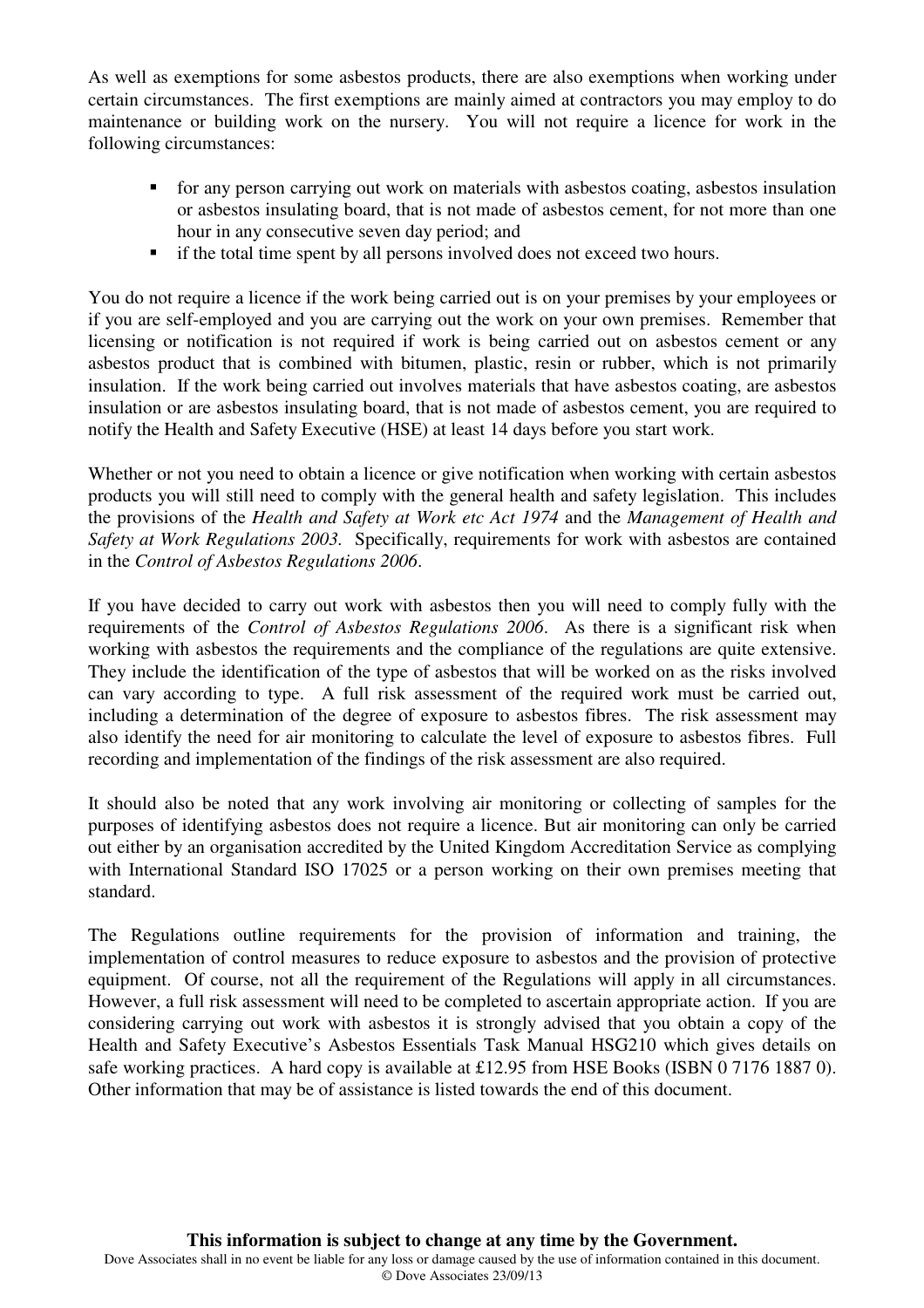As well as exemptions for some asbestos products, there are also exemptions when working under certain circumstances. The first exemptions are mainly aimed at contractors you may employ to do maintenance or building work on the nursery. You will not require a licence for work in the following circumstances:

- for any person carrying out work on materials with asbestos coating, asbestos insulation or asbestos insulating board, that is not made of asbestos cement, for not more than one hour in any consecutive seven day period; and
- if the total time spent by all persons involved does not exceed two hours.

You do not require a licence if the work being carried out is on your premises by your employees or if you are self-employed and you are carrying out the work on your own premises. Remember that licensing or notification is not required if work is being carried out on asbestos cement or any asbestos product that is combined with bitumen, plastic, resin or rubber, which is not primarily insulation. If the work being carried out involves materials that have asbestos coating, are asbestos insulation or are asbestos insulating board, that is not made of asbestos cement, you are required to notify the Health and Safety Executive (HSE) at least 14 days before you start work.

Whether or not you need to obtain a licence or give notification when working with certain asbestos products you will still need to comply with the general health and safety legislation. This includes the provisions of the *Health and Safety at Work etc Act 1974* and the *Management of Health and Safety at Work Regulations 2003*. Specifically, requirements for work with asbestos are contained in the *Control of Asbestos Regulations 2006*.

If you have decided to carry out work with asbestos then you will need to comply fully with the requirements of the *Control of Asbestos Regulations 2006*. As there is a significant risk when working with asbestos the requirements and the compliance of the regulations are quite extensive. They include the identification of the type of asbestos that will be worked on as the risks involved can vary according to type. A full risk assessment of the required work must be carried out, including a determination of the degree of exposure to asbestos fibres. The risk assessment may also identify the need for air monitoring to calculate the level of exposure to asbestos fibres. Full recording and implementation of the findings of the risk assessment are also required.

It should also be noted that any work involving air monitoring or collecting of samples for the purposes of identifying asbestos does not require a licence. But air monitoring can only be carried out either by an organisation accredited by the United Kingdom Accreditation Service as complying with International Standard ISO 17025 or a person working on their own premises meeting that standard.

The Regulations outline requirements for the provision of information and training, the implementation of control measures to reduce exposure to asbestos and the provision of protective equipment. Of course, not all the requirement of the Regulations will apply in all circumstances. However, a full risk assessment will need to be completed to ascertain appropriate action. If you are considering carrying out work with asbestos it is strongly advised that you obtain a copy of the Health and Safety Executive's Asbestos Essentials Task Manual HSG210 which gives details on safe working practices. A hard copy is available at £12.95 from HSE Books (ISBN 0 7176 1887 0). Other information that may be of assistance is listed towards the end of this document.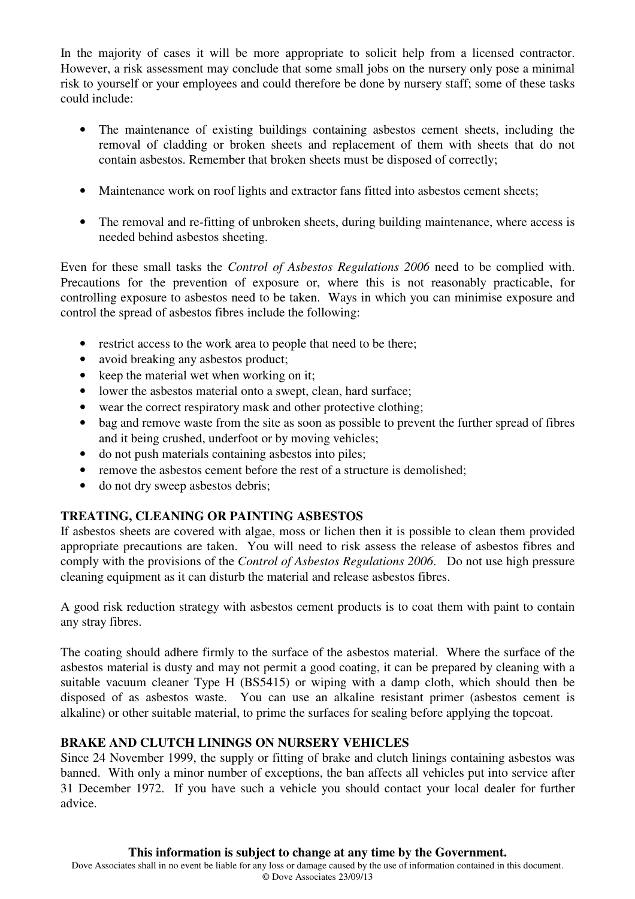In the majority of cases it will be more appropriate to solicit help from a licensed contractor. However, a risk assessment may conclude that some small jobs on the nursery only pose a minimal risk to yourself or your employees and could therefore be done by nursery staff; some of these tasks could include:

- The maintenance of existing buildings containing asbestos cement sheets, including the removal of cladding or broken sheets and replacement of them with sheets that do not contain asbestos. Remember that broken sheets must be disposed of correctly;
- Maintenance work on roof lights and extractor fans fitted into asbestos cement sheets;
- The removal and re-fitting of unbroken sheets, during building maintenance, where access is needed behind asbestos sheeting.

Even for these small tasks the *Control of Asbestos Regulations 2006* need to be complied with. Precautions for the prevention of exposure or, where this is not reasonably practicable, for controlling exposure to asbestos need to be taken. Ways in which you can minimise exposure and control the spread of asbestos fibres include the following:

- restrict access to the work area to people that need to be there;
- avoid breaking any asbestos product;
- keep the material wet when working on it;
- lower the asbestos material onto a swept, clean, hard surface;
- wear the correct respiratory mask and other protective clothing;
- bag and remove waste from the site as soon as possible to prevent the further spread of fibres and it being crushed, underfoot or by moving vehicles;
- do not push materials containing asbestos into piles;
- remove the asbestos cement before the rest of a structure is demolished;
- do not dry sweep asbestos debris;

**TREATING, CLEANING OR PAINTING ASBESTOS**

If asbestos sheets are covered with algae, moss or lichen then it is possible to clean them provided appropriate precautions are taken. You will need to risk assess the release of asbestos fibres and comply with the provisions of the *Control of Asbestos Regulations 2006*. Do not use high pressure cleaning equipment as it can disturb the material and release asbestos fibres.

A good risk reduction strategy with asbestos cement products is to coat them with paint to contain any stray fibres.

The coating should adhere firmly to the surface of the asbestos material. Where the surface of the asbestos material is dusty and may not permit a good coating, it can be prepared by cleaning with a suitable vacuum cleaner Type H (BS5415) or wiping with a damp cloth, which should then be disposed of as asbestos waste. You can use an alkaline resistant primer (asbestos cement is alkaline) or other suitable material, to prime the surfaces for sealing before applying the topcoat.

**BRAKE AND CLUTCH LININGS ON NURSERY VEHICLES**

Since 24 November 1999, the supply or fitting of brake and clutch linings containing asbestos was banned. With only a minor number of exceptions, the ban affects all vehicles put into service after 31 December 1972. If you have such a vehicle you should contact your local dealer for further advice.

**This information is subject to change at any time by the Government.**

Dove Associates shall in no event be liable for any loss or damage caused by the use of information contained in this document.
© Dove Associates 23/09/13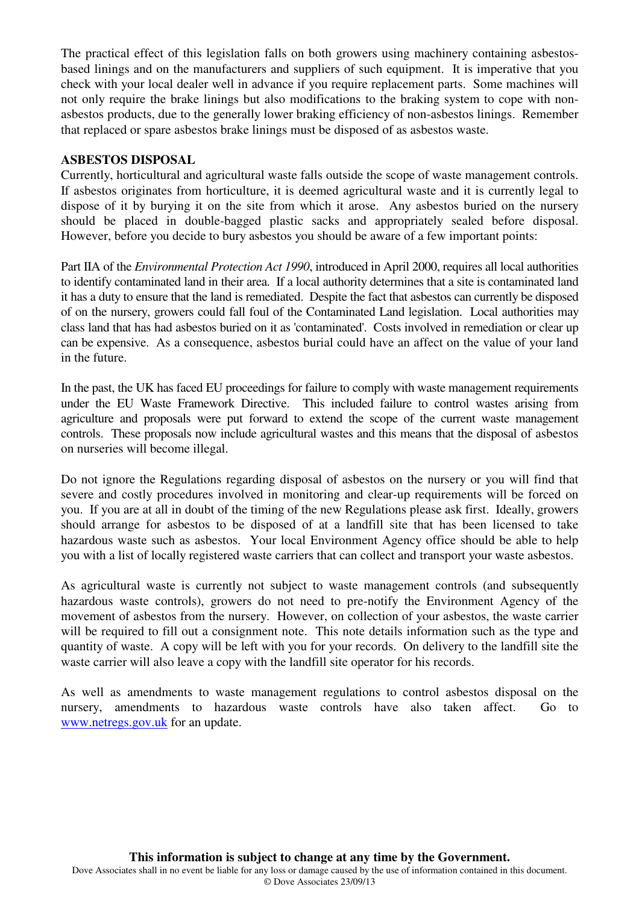The practical effect of this legislation falls on both growers using machinery containing asbestos-based linings and on the manufacturers and suppliers of such equipment. It is imperative that you check with your local dealer well in advance if you require replacement parts. Some machines will not only require the brake linings but also modifications to the braking system to cope with non-asbestos products, due to the generally lower braking efficiency of non-asbestos linings. Remember that replaced or spare asbestos brake linings must be disposed of as asbestos waste.

**ASBESTOS DISPOSAL**

Currently, horticultural and agricultural waste falls outside the scope of waste management controls. If asbestos originates from horticulture, it is deemed agricultural waste and it is currently legal to dispose of it by burying it on the site from which it arose. Any asbestos buried on the nursery should be placed in double-bagged plastic sacks and appropriately sealed before disposal. However, before you decide to bury asbestos you should be aware of a few important points:

Part IIA of the *Environmental Protection Act 1990*, introduced in April 2000, requires all local authorities to identify contaminated land in their area. If a local authority determines that a site is contaminated land it has a duty to ensure that the land is remediated. Despite the fact that asbestos can currently be disposed of on the nursery, growers could fall foul of the Contaminated Land legislation. Local authorities may class land that has had asbestos buried on it as 'contaminated'. Costs involved in remediation or clear up can be expensive. As a consequence, asbestos burial could have an affect on the value of your land in the future.

In the past, the UK has faced EU proceedings for failure to comply with waste management requirements under the EU Waste Framework Directive. This included failure to control wastes arising from agriculture and proposals were put forward to extend the scope of the current waste management controls. These proposals now include agricultural wastes and this means that the disposal of asbestos on nurseries will become illegal.

Do not ignore the Regulations regarding disposal of asbestos on the nursery or you will find that severe and costly procedures involved in monitoring and clear-up requirements will be forced on you. If you are at all in doubt of the timing of the new Regulations please ask first. Ideally, growers should arrange for asbestos to be disposed of at a landfill site that has been licensed to take hazardous waste such as asbestos. Your local Environment Agency office should be able to help you with a list of locally registered waste carriers that can collect and transport your waste asbestos.

As agricultural waste is currently not subject to waste management controls (and subsequently hazardous waste controls), growers do not need to pre-notify the Environment Agency of the movement of asbestos from the nursery. However, on collection of your asbestos, the waste carrier will be required to fill out a consignment note. This note details information such as the type and quantity of waste. A copy will be left with you for your records. On delivery to the landfill site the waste carrier will also leave a copy with the landfill site operator for his records.

As well as amendments to waste management regulations to control asbestos disposal on the nursery, amendments to hazardous waste controls have also taken affect. Go to www.netregs.gov.uk for an update.

**This information is subject to change at any time by the Government.**

Dove Associates shall in no event be liable for any loss or damage caused by the use of information contained in this document.
© Dove Associates 23/09/13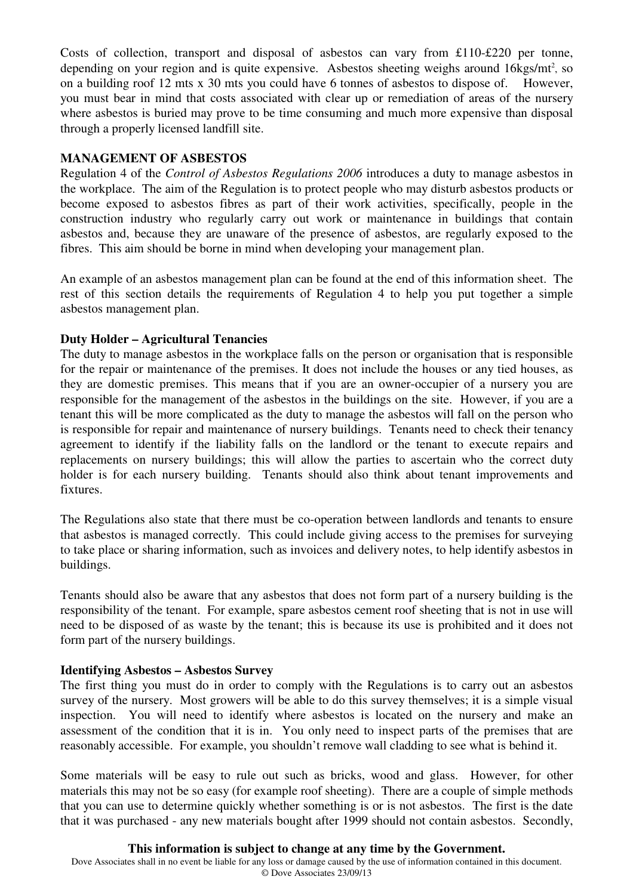Costs of collection, transport and disposal of asbestos can vary from £110-£220 per tonne, depending on your region and is quite expensive. Asbestos sheeting weighs around 16kgs/mt$^2$, so on a building roof 12 mts x 30 mts you could have 6 tonnes of asbestos to dispose of. However, you must bear in mind that costs associated with clear up or remediation of areas of the nursery where asbestos is buried may prove to be time consuming and much more expensive than disposal through a properly licensed landfill site.

## MANAGEMENT OF ASBESTOS

Regulation 4 of the *Control of Asbestos Regulations 2006* introduces a duty to manage asbestos in the workplace. The aim of the Regulation is to protect people who may disturb asbestos products or become exposed to asbestos fibres as part of their work activities, specifically, people in the construction industry who regularly carry out work or maintenance in buildings that contain asbestos and, because they are unaware of the presence of asbestos, are regularly exposed to the fibres. This aim should be borne in mind when developing your management plan.

An example of an asbestos management plan can be found at the end of this information sheet. The rest of this section details the requirements of Regulation 4 to help you put together a simple asbestos management plan.

### Duty Holder – Agricultural Tenancies

The duty to manage asbestos in the workplace falls on the person or organisation that is responsible for the repair or maintenance of the premises. It does not include the houses or any tied houses, as they are domestic premises. This means that if you are an owner-occupier of a nursery you are responsible for the management of the asbestos in the buildings on the site. However, if you are a tenant this will be more complicated as the duty to manage the asbestos will fall on the person who is responsible for repair and maintenance of nursery buildings. Tenants need to check their tenancy agreement to identify if the liability falls on the landlord or the tenant to execute repairs and replacements on nursery buildings; this will allow the parties to ascertain who the correct duty holder is for each nursery building. Tenants should also think about tenant improvements and fixtures.

The Regulations also state that there must be co-operation between landlords and tenants to ensure that asbestos is managed correctly. This could include giving access to the premises for surveying to take place or sharing information, such as invoices and delivery notes, to help identify asbestos in buildings.

Tenants should also be aware that any asbestos that does not form part of a nursery building is the responsibility of the tenant. For example, spare asbestos cement roof sheeting that is not in use will need to be disposed of as waste by the tenant; this is because its use is prohibited and it does not form part of the nursery buildings.

### Identifying Asbestos – Asbestos Survey

The first thing you must do in order to comply with the Regulations is to carry out an asbestos survey of the nursery. Most growers will be able to do this survey themselves; it is a simple visual inspection. You will need to identify where asbestos is located on the nursery and make an assessment of the condition that it is in. You only need to inspect parts of the premises that are reasonably accessible. For example, you shouldn't remove wall cladding to see what is behind it.

Some materials will be easy to rule out such as bricks, wood and glass. However, for other materials this may not be so easy (for example roof sheeting). There are a couple of simple methods that you can use to determine quickly whether something is or is not asbestos. The first is the date that it was purchased - any new materials bought after 1999 should not contain asbestos. Secondly,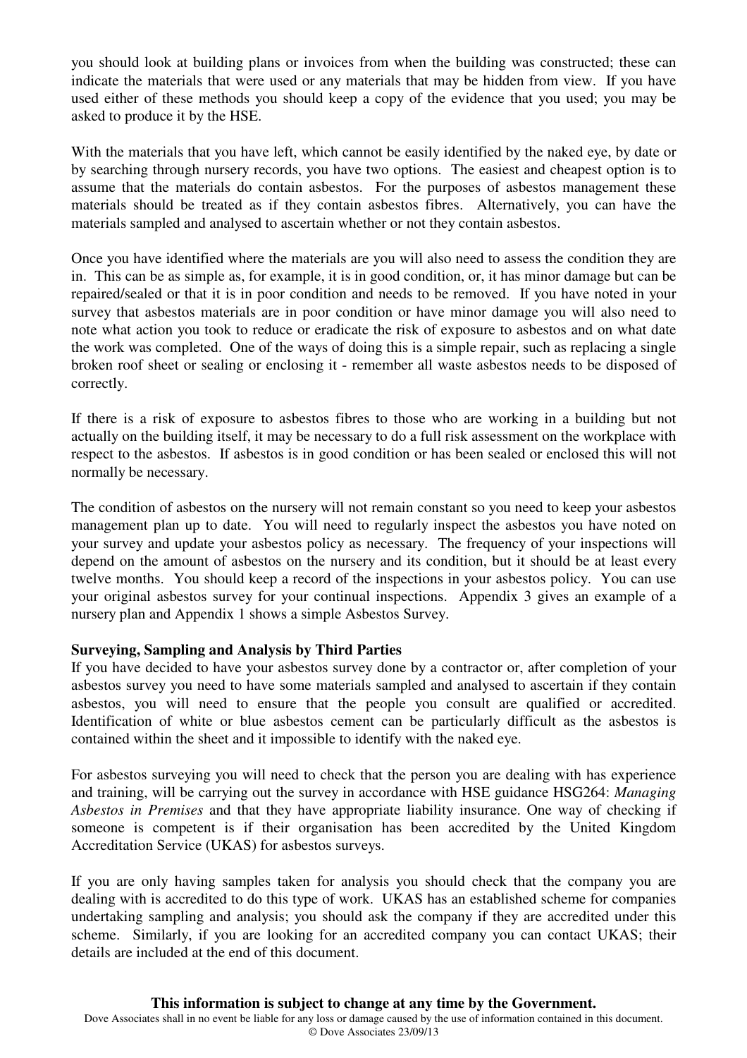you should look at building plans or invoices from when the building was constructed; these can indicate the materials that were used or any materials that may be hidden from view. If you have used either of these methods you should keep a copy of the evidence that you used; you may be asked to produce it by the HSE.

With the materials that you have left, which cannot be easily identified by the naked eye, by date or by searching through nursery records, you have two options. The easiest and cheapest option is to assume that the materials do contain asbestos. For the purposes of asbestos management these materials should be treated as if they contain asbestos fibres. Alternatively, you can have the materials sampled and analysed to ascertain whether or not they contain asbestos.

Once you have identified where the materials are you will also need to assess the condition they are in. This can be as simple as, for example, it is in good condition, or, it has minor damage but can be repaired/sealed or that it is in poor condition and needs to be removed. If you have noted in your survey that asbestos materials are in poor condition or have minor damage you will also need to note what action you took to reduce or eradicate the risk of exposure to asbestos and on what date the work was completed. One of the ways of doing this is a simple repair, such as replacing a single broken roof sheet or sealing or enclosing it - remember all waste asbestos needs to be disposed of correctly.

If there is a risk of exposure to asbestos fibres to those who are working in a building but not actually on the building itself, it may be necessary to do a full risk assessment on the workplace with respect to the asbestos. If asbestos is in good condition or has been sealed or enclosed this will not normally be necessary.

The condition of asbestos on the nursery will not remain constant so you need to keep your asbestos management plan up to date. You will need to regularly inspect the asbestos you have noted on your survey and update your asbestos policy as necessary. The frequency of your inspections will depend on the amount of asbestos on the nursery and its condition, but it should be at least every twelve months. You should keep a record of the inspections in your asbestos policy. You can use your original asbestos survey for your continual inspections. Appendix 3 gives an example of a nursery plan and Appendix 1 shows a simple Asbestos Survey.

**Surveying, Sampling and Analysis by Third Parties**

If you have decided to have your asbestos survey done by a contractor or, after completion of your asbestos survey you need to have some materials sampled and analysed to ascertain if they contain asbestos, you will need to ensure that the people you consult are qualified or accredited. Identification of white or blue asbestos cement can be particularly difficult as the asbestos is contained within the sheet and it impossible to identify with the naked eye.

For asbestos surveying you will need to check that the person you are dealing with has experience and training, will be carrying out the survey in accordance with HSE guidance HSG264: *Managing Asbestos in Premises* and that they have appropriate liability insurance. One way of checking if someone is competent is if their organisation has been accredited by the United Kingdom Accreditation Service (UKAS) for asbestos surveys.

If you are only having samples taken for analysis you should check that the company you are dealing with is accredited to do this type of work. UKAS has an established scheme for companies undertaking sampling and analysis; you should ask the company if they are accredited under this scheme. Similarly, if you are looking for an accredited company you can contact UKAS; their details are included at the end of this document.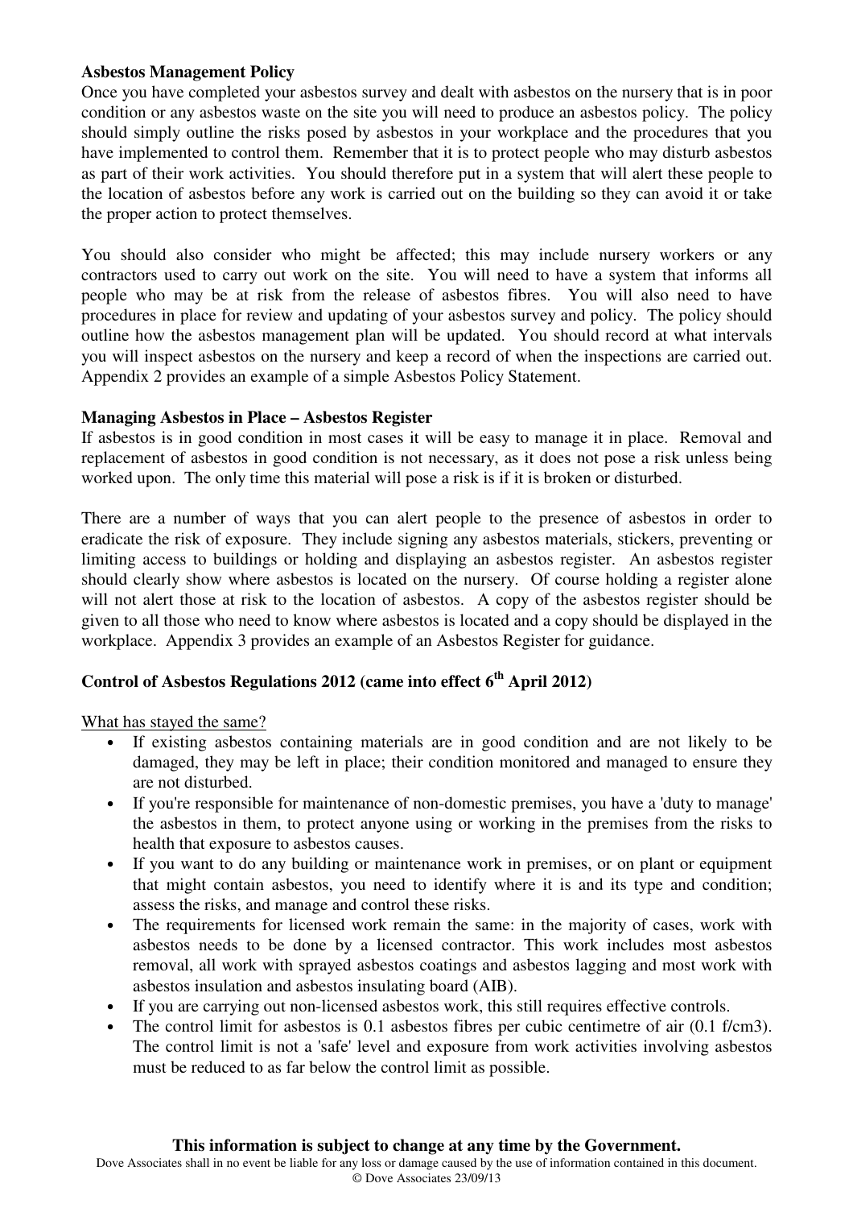**Asbestos Management Policy**

Once you have completed your asbestos survey and dealt with asbestos on the nursery that is in poor condition or any asbestos waste on the site you will need to produce an asbestos policy. The policy should simply outline the risks posed by asbestos in your workplace and the procedures that you have implemented to control them. Remember that it is to protect people who may disturb asbestos as part of their work activities. You should therefore put in a system that will alert these people to the location of asbestos before any work is carried out on the building so they can avoid it or take the proper action to protect themselves.

You should also consider who might be affected; this may include nursery workers or any contractors used to carry out work on the site. You will need to have a system that informs all people who may be at risk from the release of asbestos fibres. You will also need to have procedures in place for review and updating of your asbestos survey and policy. The policy should outline how the asbestos management plan will be updated. You should record at what intervals you will inspect asbestos on the nursery and keep a record of when the inspections are carried out. Appendix 2 provides an example of a simple Asbestos Policy Statement.

**Managing Asbestos in Place – Asbestos Register**

If asbestos is in good condition in most cases it will be easy to manage it in place. Removal and replacement of asbestos in good condition is not necessary, as it does not pose a risk unless being worked upon. The only time this material will pose a risk is if it is broken or disturbed.

There are a number of ways that you can alert people to the presence of asbestos in order to eradicate the risk of exposure. They include signing any asbestos materials, stickers, preventing or limiting access to buildings or holding and displaying an asbestos register. An asbestos register should clearly show where asbestos is located on the nursery. Of course holding a register alone will not alert those at risk to the location of asbestos. A copy of the asbestos register should be given to all those who need to know where asbestos is located and a copy should be displayed in the workplace. Appendix 3 provides an example of an Asbestos Register for guidance.

## Control of Asbestos Regulations 2012 (came into effect 6th April 2012)

What has stayed the same?

- If existing asbestos containing materials are in good condition and are not likely to be damaged, they may be left in place; their condition monitored and managed to ensure they are not disturbed.
- If you're responsible for maintenance of non-domestic premises, you have a 'duty to manage' the asbestos in them, to protect anyone using or working in the premises from the risks to health that exposure to asbestos causes.
- If you want to do any building or maintenance work in premises, or on plant or equipment that might contain asbestos, you need to identify where it is and its type and condition; assess the risks, and manage and control these risks.
- The requirements for licensed work remain the same: in the majority of cases, work with asbestos needs to be done by a licensed contractor. This work includes most asbestos removal, all work with sprayed asbestos coatings and asbestos lagging and most work with asbestos insulation and asbestos insulating board (AIB).
- If you are carrying out non-licensed asbestos work, this still requires effective controls.
- The control limit for asbestos is 0.1 asbestos fibres per cubic centimetre of air (0.1 f/cm3). The control limit is not a 'safe' level and exposure from work activities involving asbestos must be reduced to as far below the control limit as possible.

**This information is subject to change at any time by the Government.**

Dove Associates shall in no event be liable for any loss or damage caused by the use of information contained in this document.
© Dove Associates 23/09/13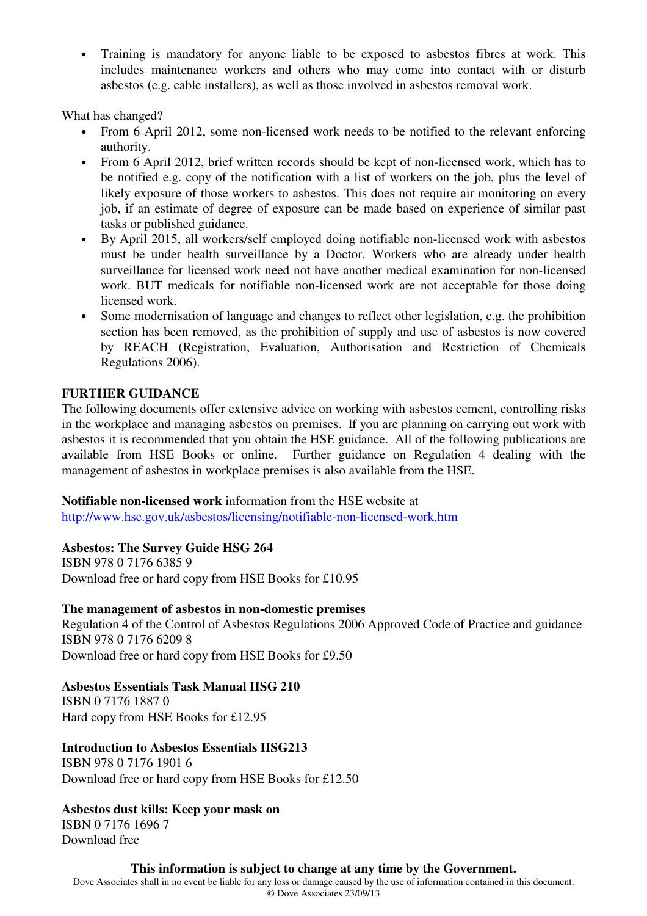- Training is mandatory for anyone liable to be exposed to asbestos fibres at work. This includes maintenance workers and others who may come into contact with or disturb asbestos (e.g. cable installers), as well as those involved in asbestos removal work.

What has changed?

- From 6 April 2012, some non-licensed work needs to be notified to the relevant enforcing authority.
- From 6 April 2012, brief written records should be kept of non-licensed work, which has to be notified e.g. copy of the notification with a list of workers on the job, plus the level of likely exposure of those workers to asbestos. This does not require air monitoring on every job, if an estimate of degree of exposure can be made based on experience of similar past tasks or published guidance.
- By April 2015, all workers/self employed doing notifiable non-licensed work with asbestos must be under health surveillance by a Doctor. Workers who are already under health surveillance for licensed work need not have another medical examination for non-licensed work. BUT medicals for notifiable non-licensed work are not acceptable for those doing licensed work.
- Some modernisation of language and changes to reflect other legislation, e.g. the prohibition section has been removed, as the prohibition of supply and use of asbestos is now covered by REACH (Registration, Evaluation, Authorisation and Restriction of Chemicals Regulations 2006).

**FURTHER GUIDANCE**

The following documents offer extensive advice on working with asbestos cement, controlling risks in the workplace and managing asbestos on premises. If you are planning on carrying out work with asbestos it is recommended that you obtain the HSE guidance. All of the following publications are available from HSE Books or online. Further guidance on Regulation 4 dealing with the management of asbestos in workplace premises is also available from the HSE.

**Notifiable non-licensed work** information from the HSE website at
http://www.hse.gov.uk/asbestos/licensing/notifiable-non-licensed-work.htm

**Asbestos: The Survey Guide HSG 264**
ISBN 978 0 7176 6385 9
Download free or hard copy from HSE Books for £10.95

**The management of asbestos in non-domestic premises**
Regulation 4 of the Control of Asbestos Regulations 2006 Approved Code of Practice and guidance
ISBN 978 0 7176 6209 8
Download free or hard copy from HSE Books for £9.50

**Asbestos Essentials Task Manual HSG 210**
ISBN 0 7176 1887 0
Hard copy from HSE Books for £12.95

**Introduction to Asbestos Essentials HSG213**
ISBN 978 0 7176 1901 6
Download free or hard copy from HSE Books for £12.50

**Asbestos dust kills: Keep your mask on**
ISBN 0 7176 1696 7
Download free

**This information is subject to change at any time by the Government.**
Dove Associates shall in no event be liable for any loss or damage caused by the use of information contained in this document.
© Dove Associates 23/09/13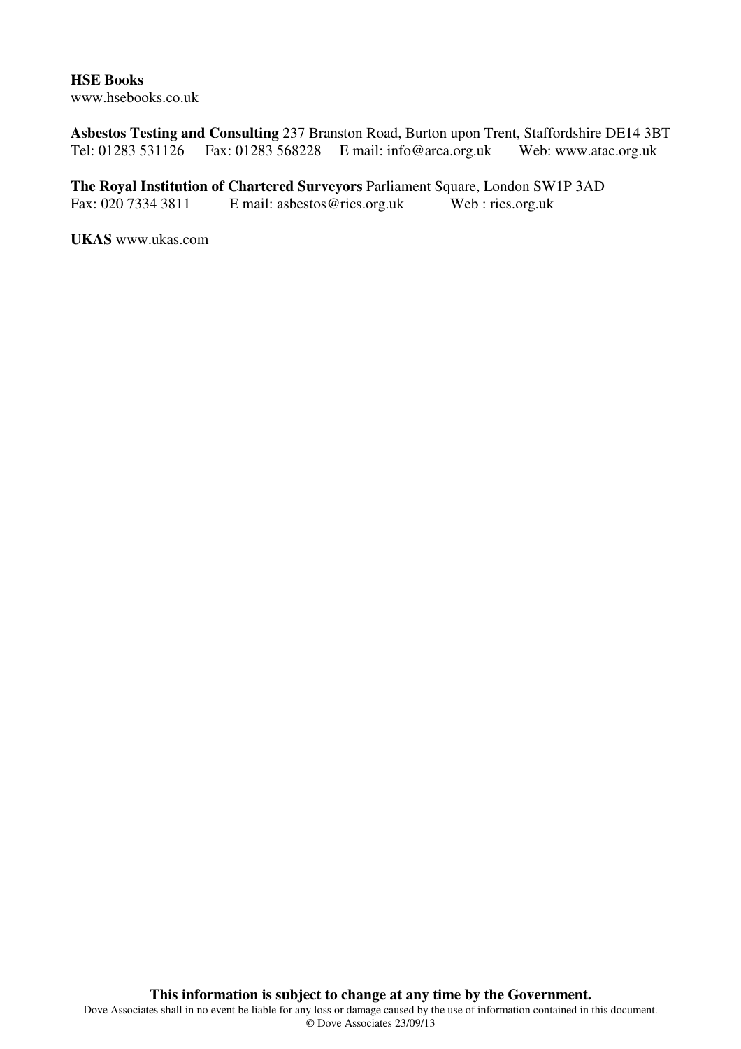**HSE Books**
www.hsebooks.co.uk

**Asbestos Testing and Consulting** 237 Branston Road, Burton upon Trent, Staffordshire DE14 3BT
Tel: 01283 531126 Fax: 01283 568228 E mail: info@arca.org.uk Web: www.atac.org.uk

**The Royal Institution of Chartered Surveyors** Parliament Square, London SW1P 3AD
Fax: 020 7334 3811 E mail: asbestos@rics.org.uk Web : rics.org.uk

**UKAS** www.ukas.com

**This information is subject to change at any time by the Government.**
Dove Associates shall in no event be liable for any loss or damage caused by the use of information contained in this document.
© Dove Associates 23/09/13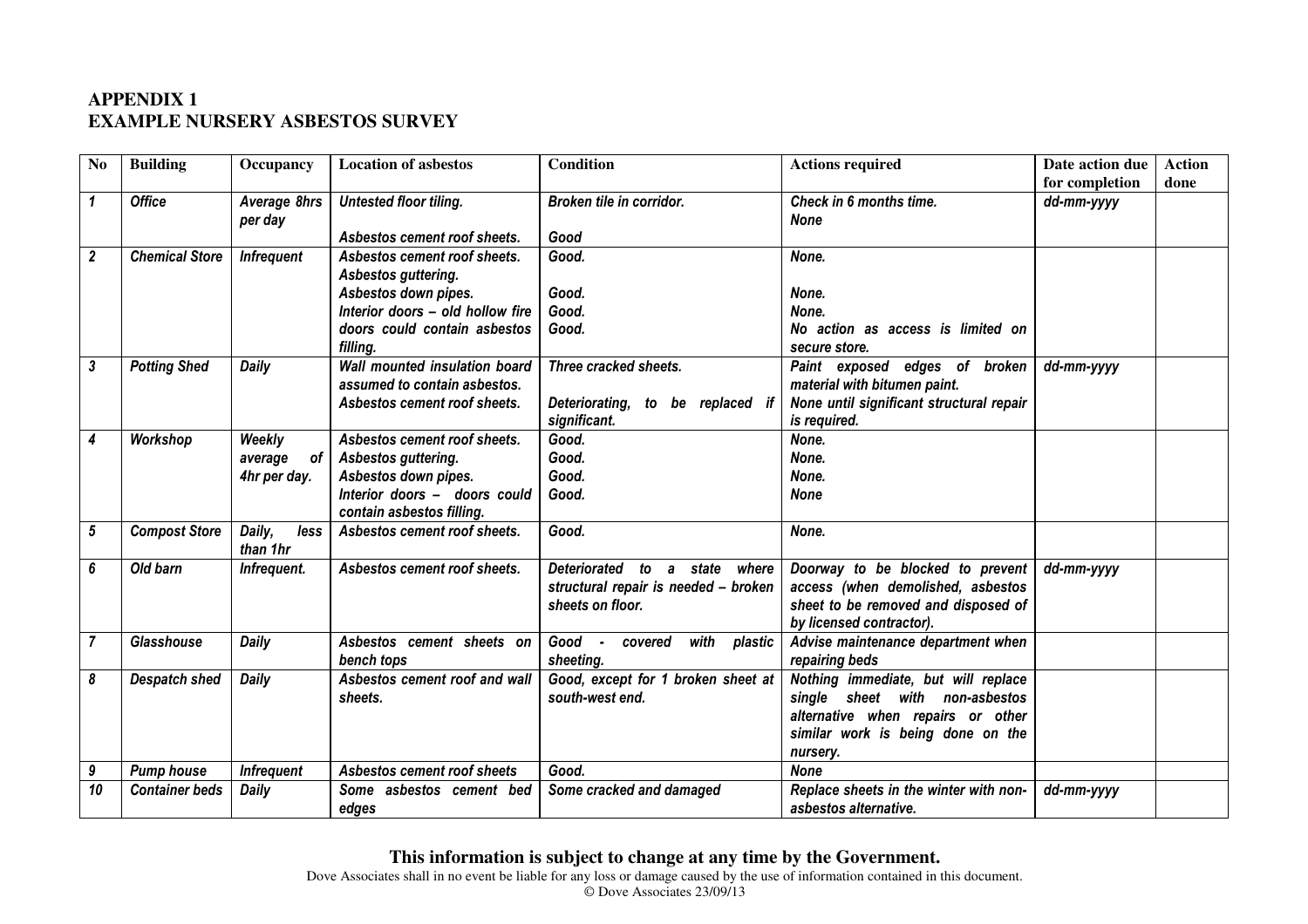# APPENDIX 1
## EXAMPLE NURSERY ASBESTOS SURVEY

| No | Building | Occupancy | Location of asbestos | Condition | Actions required | Date action due for completion | Action done |
|---|---|---|---|---|---|---|---|
| *1* | *Office* | *Average 8hrs per day* | *Untested floor tiling.*<br><br>*Asbestos cement roof sheets.* | *Broken tile in corridor.*<br><br>*Good* | *Check in 6 months time.*<br>*None* | *dd-mm-yyyy* | |
| *2* | *Chemical Store* | *Infrequent* | *Asbestos cement roof sheets.*<br>*Asbestos guttering.*<br>*Asbestos down pipes.*<br>*Interior doors – old hollow fire doors could contain asbestos filling.* | *Good.*<br><br>*Good.*<br>*Good.*<br>*Good.* | *None.*<br><br>*None.*<br>*None.*<br>*No action as access is limited on secure store.* | | |
| *3* | *Potting Shed* | *Daily* | *Wall mounted insulation board assumed to contain asbestos.*<br>*Asbestos cement roof sheets.* | *Three cracked sheets.*<br><br>*Deteriorating, to be replaced if significant.* | *Paint exposed edges of broken material with bitumen paint.*<br>*None until significant structural repair is required.* | *dd-mm-yyyy* | |
| *4* | *Workshop* | *Weekly average of 4hr per day.* | *Asbestos cement roof sheets.*<br>*Asbestos guttering.*<br>*Asbestos down pipes.*<br>*Interior doors – doors could contain asbestos filling.* | *Good.*<br>*Good.*<br>*Good.*<br>*Good.* | *None.*<br>*None.*<br>*None.*<br>*None* | | |
| *5* | *Compost Store* | *Daily, less than 1hr* | *Asbestos cement roof sheets.* | *Good.* | *None.* | | |
| *6* | *Old barn* | *Infrequent.* | *Asbestos cement roof sheets.* | *Deteriorated to a state where structural repair is needed – broken sheets on floor.* | *Doorway to be blocked to prevent access (when demolished, asbestos sheet to be removed and disposed of by licensed contractor).* | *dd-mm-yyyy* | |
| *7* | *Glasshouse* | *Daily* | *Asbestos cement sheets on bench tops* | *Good - covered with plastic sheeting.* | *Advise maintenance department when repairing beds* | | |
| *8* | *Despatch shed* | *Daily* | *Asbestos cement roof and wall sheets.* | *Good, except for 1 broken sheet at south-west end.* | *Nothing immediate, but will replace single sheet with non-asbestos alternative when repairs or other similar work is being done on the nursery.* | | |
| *9* | *Pump house* | *Infrequent* | *Asbestos cement roof sheets* | *Good.* | *None* | | |
| *10* | *Container beds* | *Daily* | *Some asbestos cement bed edges* | *Some cracked and damaged* | *Replace sheets in the winter with non-asbestos alternative.* | *dd-mm-yyyy* | |

**This information is subject to change at any time by the Government.**

Dove Associates shall in no event be liable for any loss or damage caused by the use of information contained in this document.

© Dove Associates 23/09/13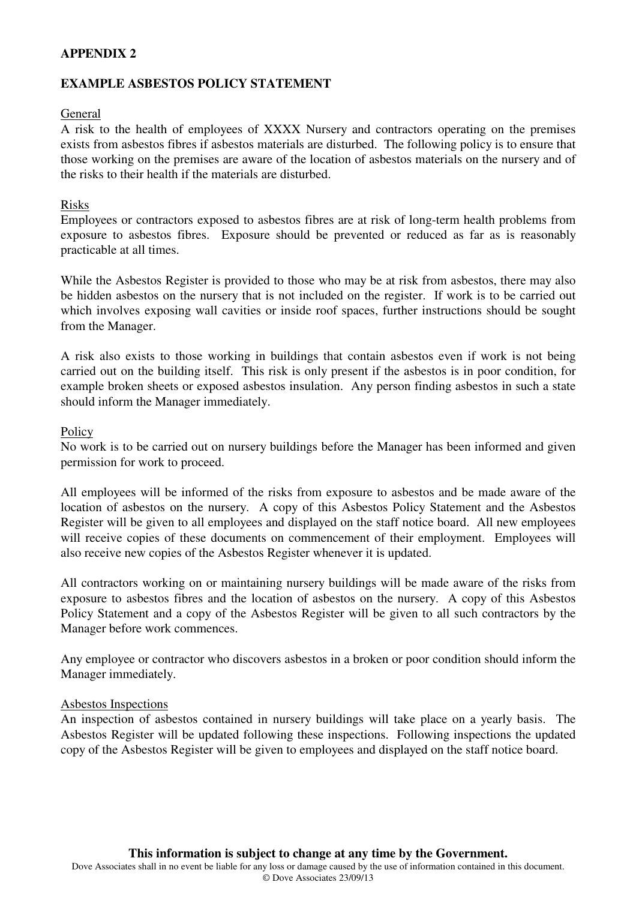**APPENDIX 2**

**EXAMPLE ASBESTOS POLICY STATEMENT**

General

A risk to the health of employees of XXXX Nursery and contractors operating on the premises exists from asbestos fibres if asbestos materials are disturbed. The following policy is to ensure that those working on the premises are aware of the location of asbestos materials on the nursery and of the risks to their health if the materials are disturbed.

Risks

Employees or contractors exposed to asbestos fibres are at risk of long-term health problems from exposure to asbestos fibres. Exposure should be prevented or reduced as far as is reasonably practicable at all times.

While the Asbestos Register is provided to those who may be at risk from asbestos, there may also be hidden asbestos on the nursery that is not included on the register. If work is to be carried out which involves exposing wall cavities or inside roof spaces, further instructions should be sought from the Manager.

A risk also exists to those working in buildings that contain asbestos even if work is not being carried out on the building itself. This risk is only present if the asbestos is in poor condition, for example broken sheets or exposed asbestos insulation. Any person finding asbestos in such a state should inform the Manager immediately.

Policy

No work is to be carried out on nursery buildings before the Manager has been informed and given permission for work to proceed.

All employees will be informed of the risks from exposure to asbestos and be made aware of the location of asbestos on the nursery. A copy of this Asbestos Policy Statement and the Asbestos Register will be given to all employees and displayed on the staff notice board. All new employees will receive copies of these documents on commencement of their employment. Employees will also receive new copies of the Asbestos Register whenever it is updated.

All contractors working on or maintaining nursery buildings will be made aware of the risks from exposure to asbestos fibres and the location of asbestos on the nursery. A copy of this Asbestos Policy Statement and a copy of the Asbestos Register will be given to all such contractors by the Manager before work commences.

Any employee or contractor who discovers asbestos in a broken or poor condition should inform the Manager immediately.

Asbestos Inspections

An inspection of asbestos contained in nursery buildings will take place on a yearly basis. The Asbestos Register will be updated following these inspections. Following inspections the updated copy of the Asbestos Register will be given to employees and displayed on the staff notice board.

**This information is subject to change at any time by the Government.**

Dove Associates shall in no event be liable for any loss or damage caused by the use of information contained in this document.
© Dove Associates 23/09/13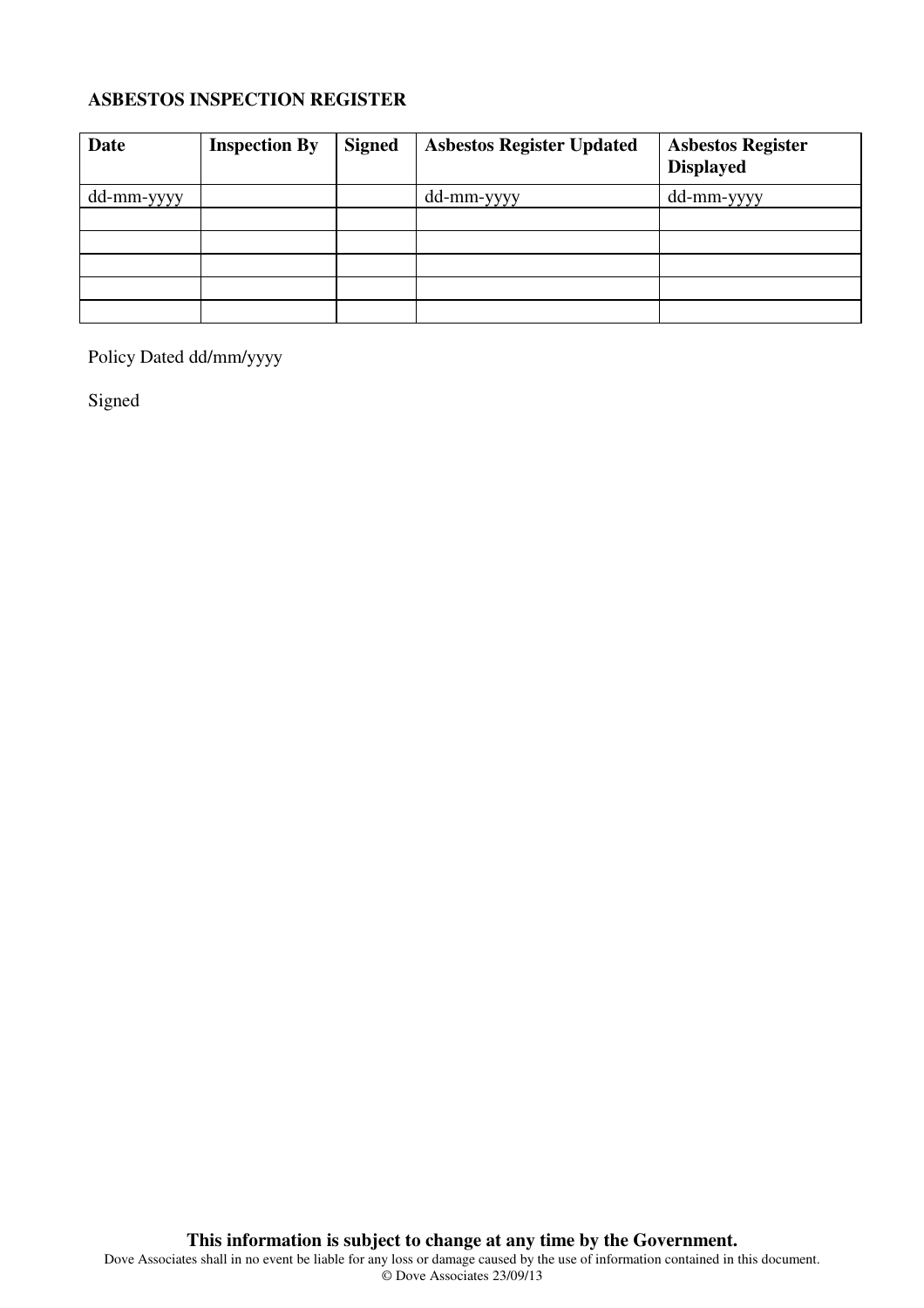**ASBESTOS INSPECTION REGISTER**

| Date | Inspection By | Signed | Asbestos Register Updated | Asbestos Register Displayed |
|---|---|---|---|---|
| dd-mm-yyyy | | | dd-mm-yyyy | dd-mm-yyyy |
| | | | | |
| | | | | |
| | | | | |
| | | | | |
| | | | | |

Policy Dated dd/mm/yyyy

Signed

**This information is subject to change at any time by the Government.**

Dove Associates shall in no event be liable for any loss or damage caused by the use of information contained in this document.

© Dove Associates 23/09/13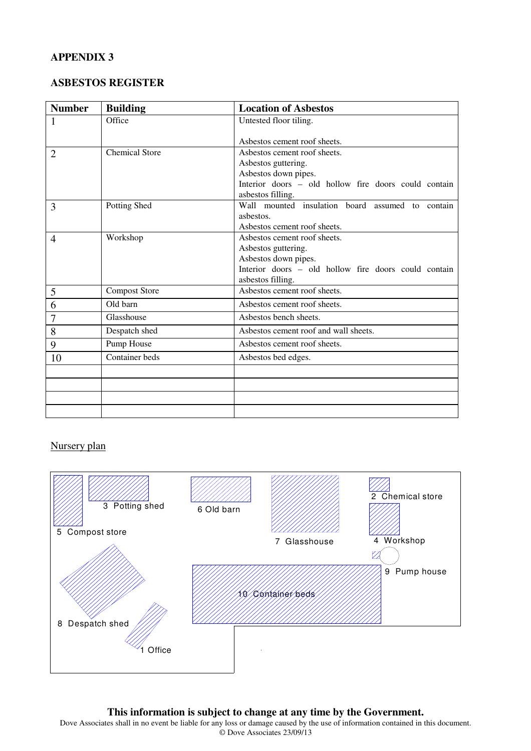## APPENDIX 3

## ASBESTOS REGISTER

| Number | Building | Location of Asbestos |
|---|---|---|
| 1 | Office | Untested floor tiling.<br><br>Asbestos cement roof sheets. |
| 2 | Chemical Store | Asbestos cement roof sheets.<br>Asbestos guttering.<br>Asbestos down pipes.<br>Interior doors – old hollow fire doors could contain asbestos filling. |
| 3 | Potting Shed | Wall mounted insulation board assumed to contain asbestos.<br>Asbestos cement roof sheets. |
| 4 | Workshop | Asbestos cement roof sheets.<br>Asbestos guttering.<br>Asbestos down pipes.<br>Interior doors – old hollow fire doors could contain asbestos filling. |
| 5 | Compost Store | Asbestos cement roof sheets. |
| 6 | Old barn | Asbestos cement roof sheets. |
| 7 | Glasshouse | Asbestos bench sheets. |
| 8 | Despatch shed | Asbestos cement roof and wall sheets. |
| 9 | Pump House | Asbestos cement roof sheets. |
| 10 | Container beds | Asbestos bed edges. |
| | | |
| | | |
| | | |
| | | |

Nursery plan

3 Potting shed
6 Old barn
2 Chemical store
5 Compost store
7 Glasshouse
4 Workshop
9 Pump house
10 Container beds
8 Despatch shed
1 Office

**This information is subject to change at any time by the Government.**
Dove Associates shall in no event be liable for any loss or damage caused by the use of information contained in this document.
© Dove Associates 23/09/13